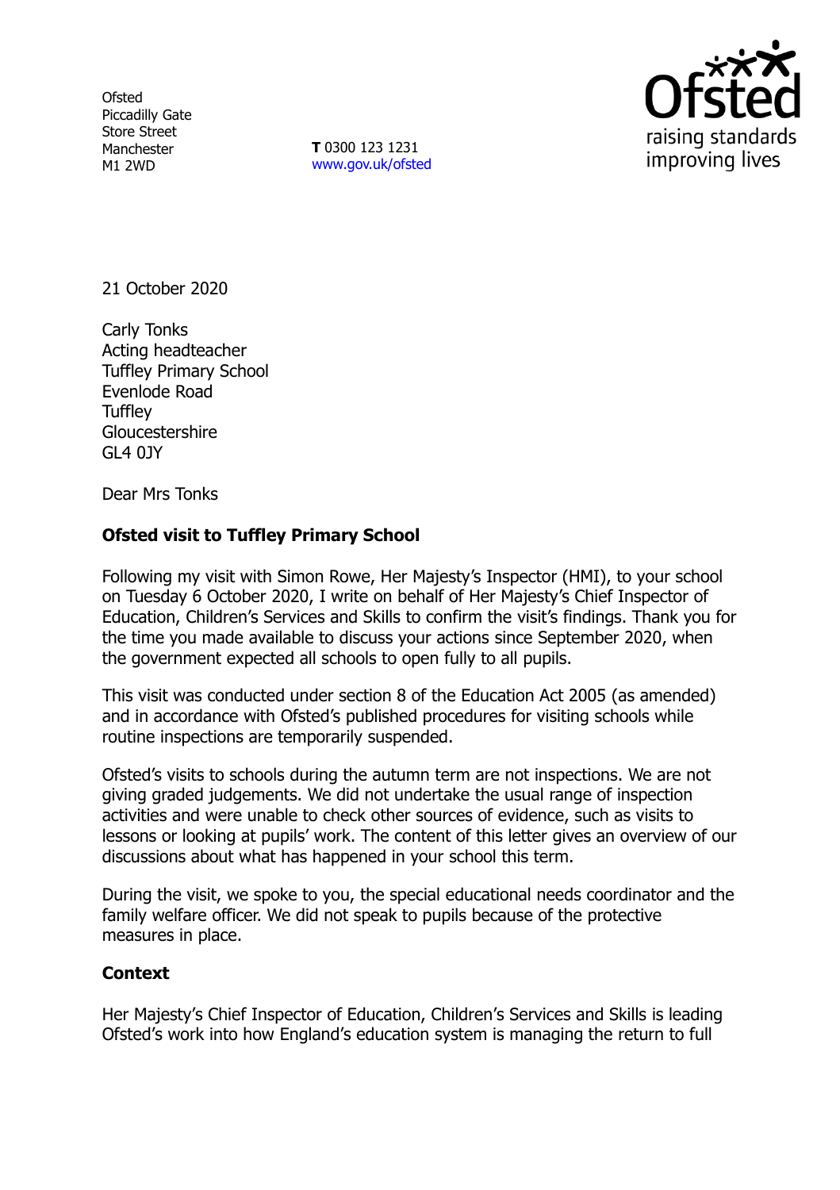Ofsted
Piccadilly Gate
Store Street
Manchester
M1 2WD

**T** 0300 123 1231
www.gov.uk/ofsted

21 October 2020

Carly Tonks
Acting headteacher
Tuffley Primary School
Evenlode Road
Tuffley
Gloucestershire
GL4 0JY

Dear Mrs Tonks

**Ofsted visit to Tuffley Primary School**

Following my visit with Simon Rowe, Her Majesty's Inspector (HMI), to your school on Tuesday 6 October 2020, I write on behalf of Her Majesty's Chief Inspector of Education, Children's Services and Skills to confirm the visit's findings. Thank you for the time you made available to discuss your actions since September 2020, when the government expected all schools to open fully to all pupils.

This visit was conducted under section 8 of the Education Act 2005 (as amended) and in accordance with Ofsted's published procedures for visiting schools while routine inspections are temporarily suspended.

Ofsted's visits to schools during the autumn term are not inspections. We are not giving graded judgements. We did not undertake the usual range of inspection activities and were unable to check other sources of evidence, such as visits to lessons or looking at pupils' work. The content of this letter gives an overview of our discussions about what has happened in your school this term.

During the visit, we spoke to you, the special educational needs coordinator and the family welfare officer. We did not speak to pupils because of the protective measures in place.

**Context**

Her Majesty's Chief Inspector of Education, Children's Services and Skills is leading Ofsted's work into how England's education system is managing the return to full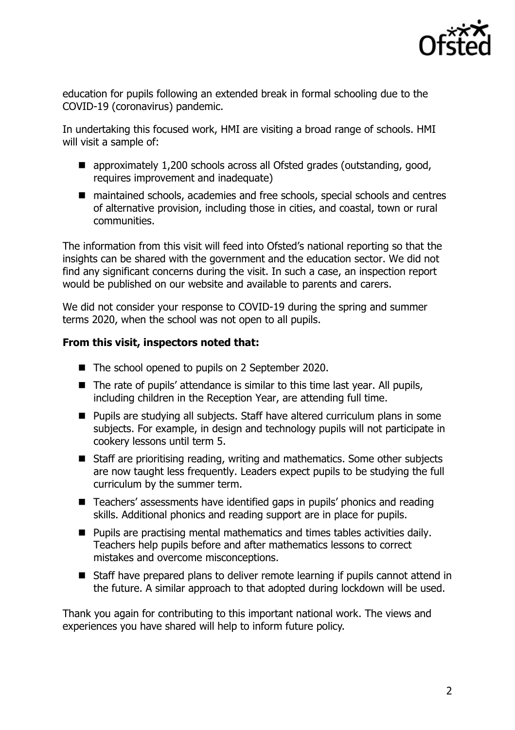education for pupils following an extended break in formal schooling due to the COVID-19 (coronavirus) pandemic.

In undertaking this focused work, HMI are visiting a broad range of schools. HMI will visit a sample of:

- approximately 1,200 schools across all Ofsted grades (outstanding, good, requires improvement and inadequate)
- maintained schools, academies and free schools, special schools and centres of alternative provision, including those in cities, and coastal, town or rural communities.

The information from this visit will feed into Ofsted's national reporting so that the insights can be shared with the government and the education sector. We did not find any significant concerns during the visit. In such a case, an inspection report would be published on our website and available to parents and carers.

We did not consider your response to COVID-19 during the spring and summer terms 2020, when the school was not open to all pupils.

**From this visit, inspectors noted that:**

- The school opened to pupils on 2 September 2020.
- The rate of pupils' attendance is similar to this time last year. All pupils, including children in the Reception Year, are attending full time.
- Pupils are studying all subjects. Staff have altered curriculum plans in some subjects. For example, in design and technology pupils will not participate in cookery lessons until term 5.
- Staff are prioritising reading, writing and mathematics. Some other subjects are now taught less frequently. Leaders expect pupils to be studying the full curriculum by the summer term.
- Teachers' assessments have identified gaps in pupils' phonics and reading skills. Additional phonics and reading support are in place for pupils.
- Pupils are practising mental mathematics and times tables activities daily. Teachers help pupils before and after mathematics lessons to correct mistakes and overcome misconceptions.
- Staff have prepared plans to deliver remote learning if pupils cannot attend in the future. A similar approach to that adopted during lockdown will be used.

Thank you again for contributing to this important national work. The views and experiences you have shared will help to inform future policy.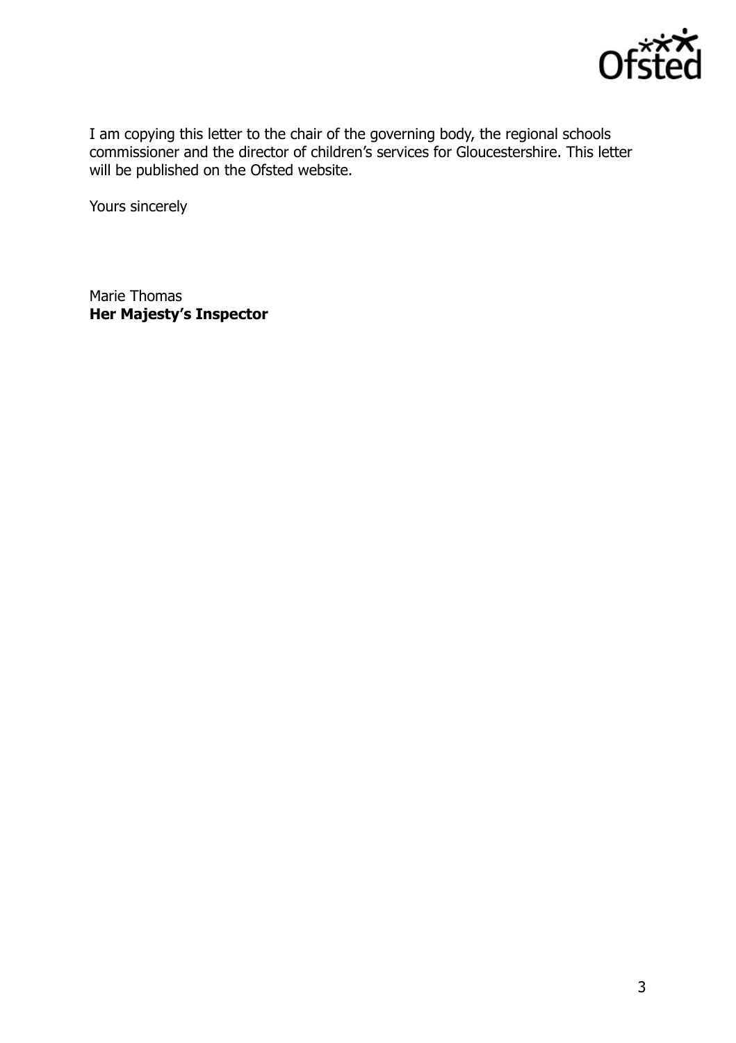I am copying this letter to the chair of the governing body, the regional schools commissioner and the director of children's services for Gloucestershire. This letter will be published on the Ofsted website.

Yours sincerely

Marie Thomas
**Her Majesty's Inspector**